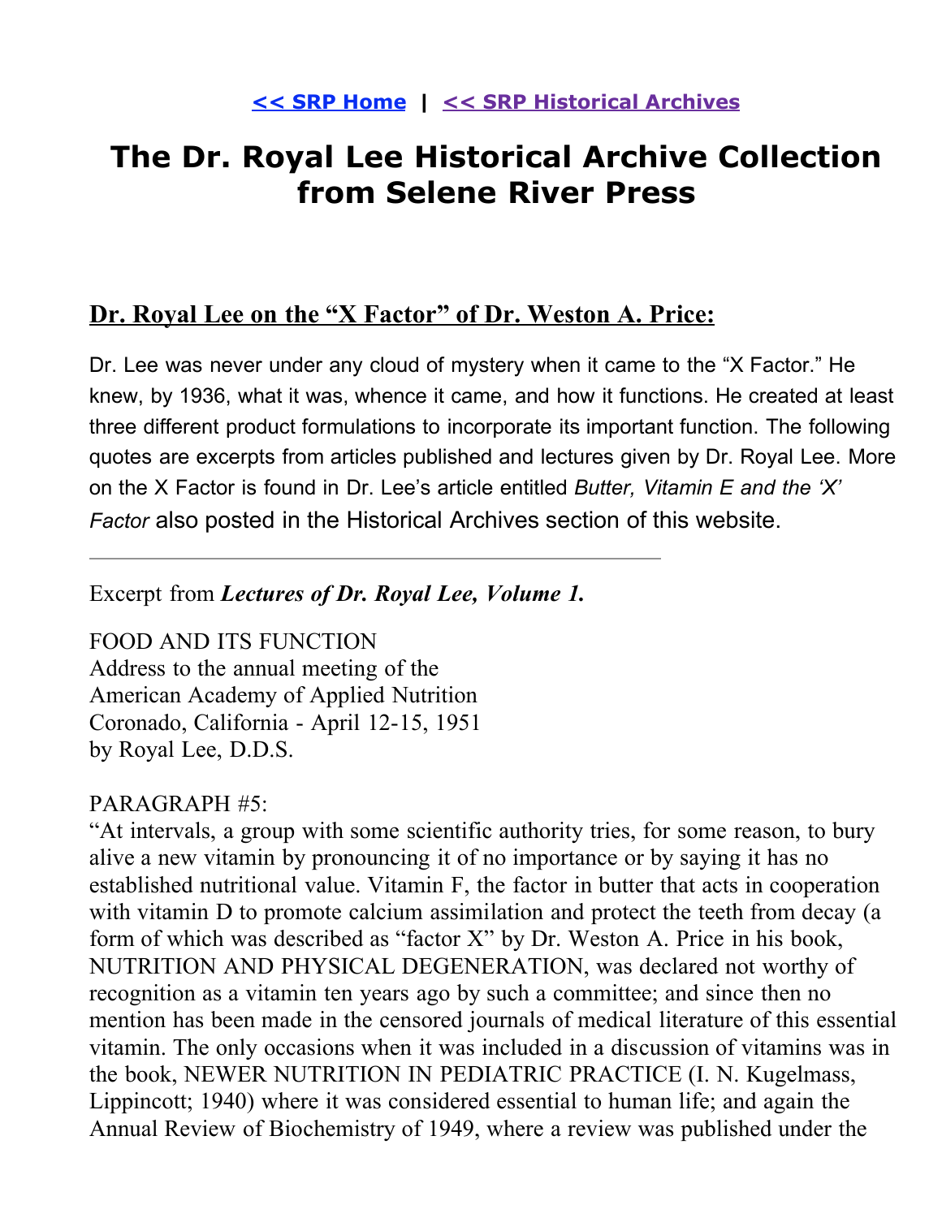[<< SRP Home](#) | [<< SRP Historical Archives](#)

# The Dr. Royal Lee Historical Archive Collection from Selene River Press

## Dr. Royal Lee on the "X Factor" of Dr. Weston A. Price:

Dr. Lee was never under any cloud of mystery when it came to the "X Factor." He knew, by 1936, what it was, whence it came, and how it functions. He created at least three different product formulations to incorporate its important function. The following quotes are excerpts from articles published and lectures given by Dr. Royal Lee. More on the X Factor is found in Dr. Lee's article entitled *Butter, Vitamin E and the 'X' Factor* also posted in the Historical Archives section of this website.

---

Excerpt from ***Lectures of Dr. Royal Lee, Volume 1.***

FOOD AND ITS FUNCTION
Address to the annual meeting of the
American Academy of Applied Nutrition
Coronado, California - April 12-15, 1951
by Royal Lee, D.D.S.

PARAGRAPH #5:
"At intervals, a group with some scientific authority tries, for some reason, to bury alive a new vitamin by pronouncing it of no importance or by saying it has no established nutritional value. Vitamin F, the factor in butter that acts in cooperation with vitamin D to promote calcium assimilation and protect the teeth from decay (a form of which was described as "factor X" by Dr. Weston A. Price in his book, NUTRITION AND PHYSICAL DEGENERATION, was declared not worthy of recognition as a vitamin ten years ago by such a committee; and since then no mention has been made in the censored journals of medical literature of this essential vitamin. The only occasions when it was included in a discussion of vitamins was in the book, NEWER NUTRITION IN PEDIATRIC PRACTICE (I. N. Kugelmass, Lippincott; 1940) where it was considered essential to human life; and again the Annual Review of Biochemistry of 1949, where a review was published under the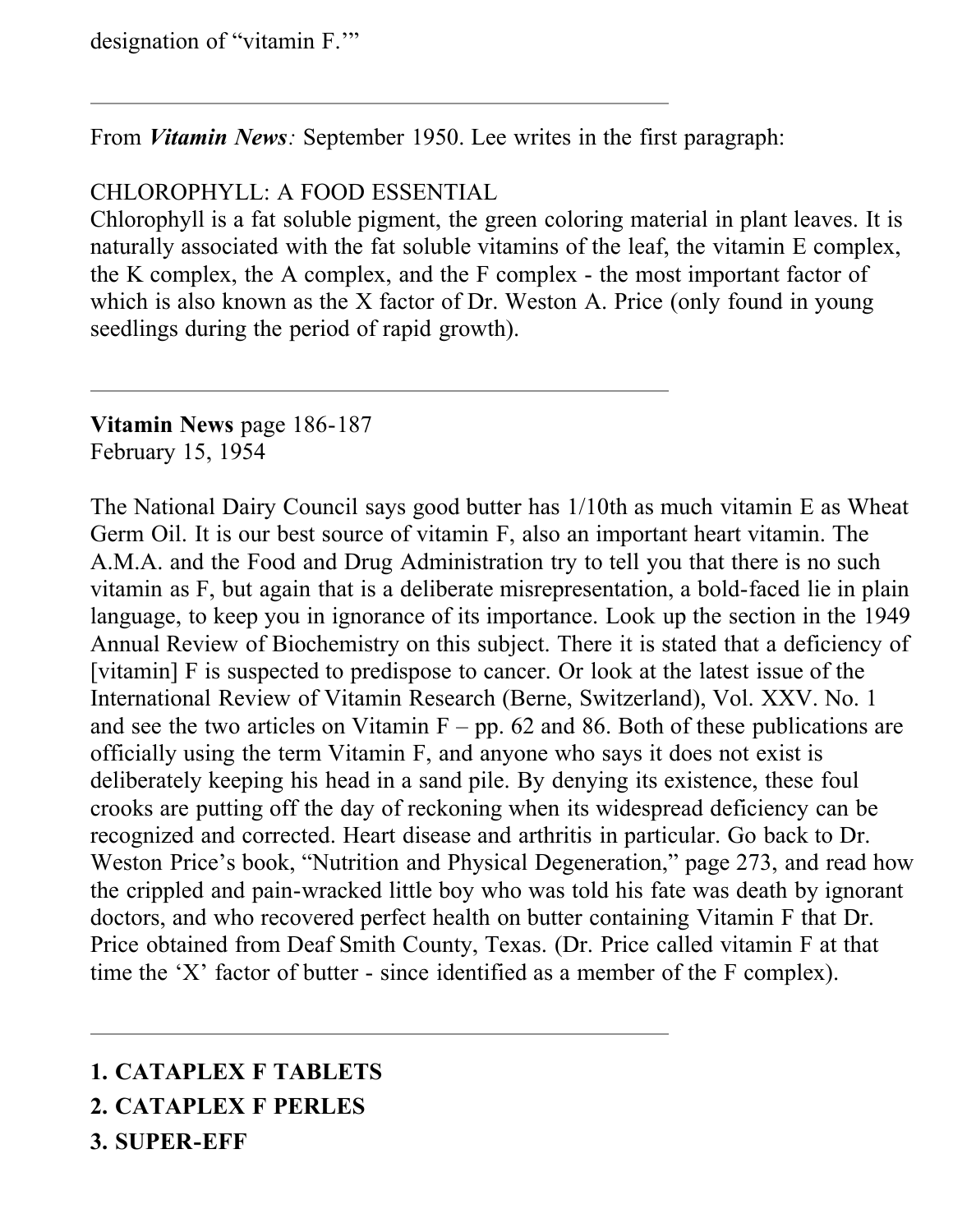designation of "vitamin F.'"

---

From ***Vitamin News****:* September 1950. Lee writes in the first paragraph:

CHLOROPHYLL: A FOOD ESSENTIAL
Chlorophyll is a fat soluble pigment, the green coloring material in plant leaves. It is naturally associated with the fat soluble vitamins of the leaf, the vitamin E complex, the K complex, the A complex, and the F complex - the most important factor of which is also known as the X factor of Dr. Weston A. Price (only found in young seedlings during the period of rapid growth).

---

**Vitamin News** page 186-187
February 15, 1954

The National Dairy Council says good butter has 1/10th as much vitamin E as Wheat Germ Oil. It is our best source of vitamin F, also an important heart vitamin. The A.M.A. and the Food and Drug Administration try to tell you that there is no such vitamin as F, but again that is a deliberate misrepresentation, a bold-faced lie in plain language, to keep you in ignorance of its importance. Look up the section in the 1949 Annual Review of Biochemistry on this subject. There it is stated that a deficiency of [vitamin] F is suspected to predispose to cancer. Or look at the latest issue of the International Review of Vitamin Research (Berne, Switzerland), Vol. XXV. No. 1 and see the two articles on Vitamin F – pp. 62 and 86. Both of these publications are officially using the term Vitamin F, and anyone who says it does not exist is deliberately keeping his head in a sand pile. By denying its existence, these foul crooks are putting off the day of reckoning when its widespread deficiency can be recognized and corrected. Heart disease and arthritis in particular. Go back to Dr. Weston Price's book, "Nutrition and Physical Degeneration," page 273, and read how the crippled and pain-wracked little boy who was told his fate was death by ignorant doctors, and who recovered perfect health on butter containing Vitamin F that Dr. Price obtained from Deaf Smith County, Texas. (Dr. Price called vitamin F at that time the 'X' factor of butter - since identified as a member of the F complex).

---

**1. CATAPLEX F TABLETS**

**2. CATAPLEX F PERLES**

**3. SUPER-EFF**